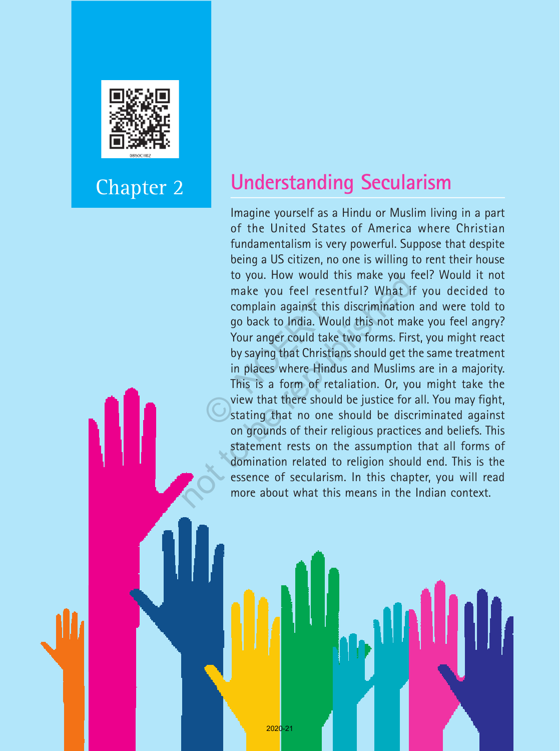# Chapter 2

## Understanding Secularism

Imagine yourself as a Hindu or Muslim living in a part of the United States of America where Christian fundamentalism is very powerful. Suppose that despite being a US citizen, no one is willing to rent their house to you. How would this make you feel? Would it not make you feel resentful? What if you decided to complain against this discrimination and were told to go back to India. Would this not make you feel angry? Your anger could take two forms. First, you might react by saying that Christians should get the same treatment in places where Hindus and Muslims are in a majority. This is a form of retaliation. Or, you might take the view that there should be justice for all. You may fight, stating that no one should be discriminated against on grounds of their religious practices and beliefs. This statement rests on the assumption that all forms of domination related to religion should end. This is the essence of secularism. In this chapter, you will read more about what this means in the Indian context.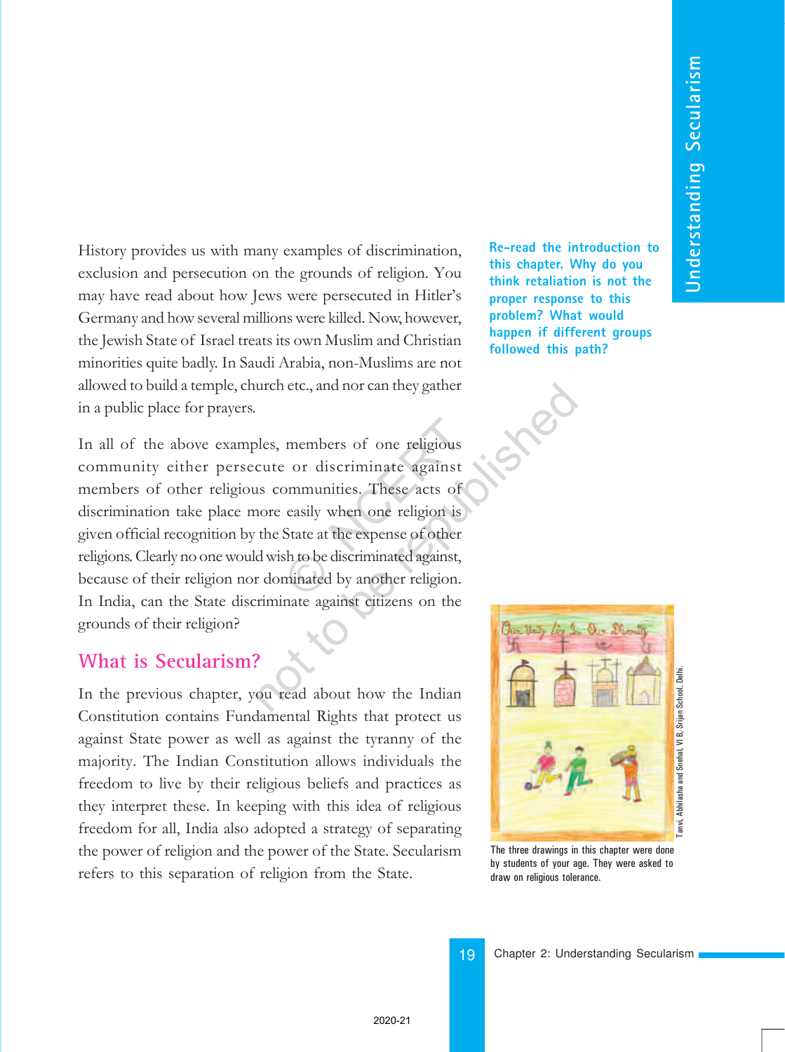History provides us with many examples of discrimination, exclusion and persecution on the grounds of religion. You may have read about how Jews were persecuted in Hitler's Germany and how several millions were killed. Now, however, the Jewish State of Israel treats its own Muslim and Christian minorities quite badly. In Saudi Arabia, non-Muslims are not allowed to build a temple, church etc., and nor can they gather in a public place for prayers.

In all of the above examples, members of one religious community either persecute or discriminate against members of other religious communities. These acts of discrimination take place more easily when one religion is given official recognition by the State at the expense of other religions. Clearly no one would wish to be discriminated against, because of their religion nor dominated by another religion. In India, can the State discriminate against citizens on the grounds of their religion?

**Re-read the introduction to this chapter. Why do you think retaliation is not the proper response to this problem? What would happen if different groups followed this path?**

## What is Secularism?

In the previous chapter, you read about how the Indian Constitution contains Fundamental Rights that protect us against State power as well as against the tyranny of the majority. The Indian Constitution allows individuals the freedom to live by their religious beliefs and practices as they interpret these. In keeping with this idea of religious freedom for all, India also adopted a strategy of separating the power of religion and the power of the State. Secularism refers to this separation of religion from the State.

Tanvi, Abhilasha and Snehal, VI B, Srijan School, Delhi.

The three drawings in this chapter were done by students of your age. They were asked to draw on religious tolerance.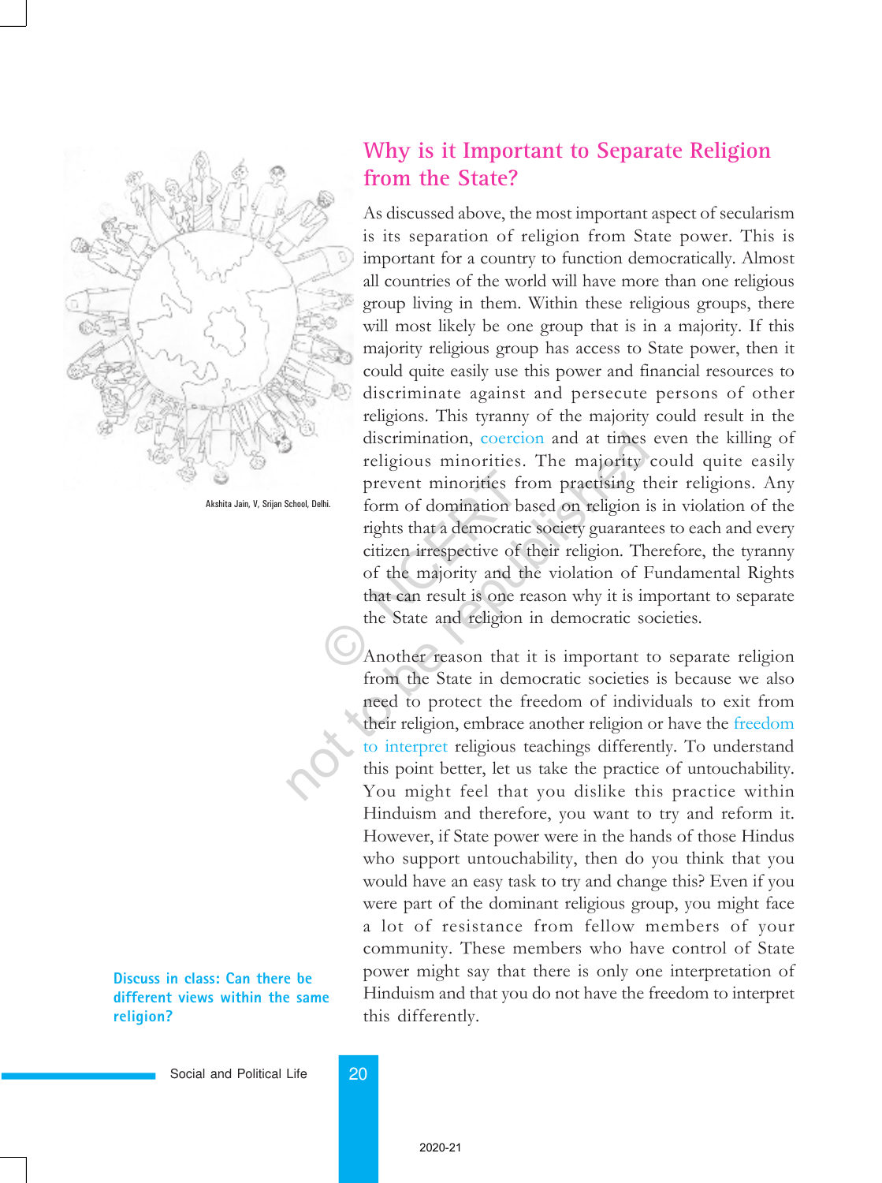Akshita Jain, V, Srijan School, Delhi.

## Why is it Important to Separate Religion from the State?

As discussed above, the most important aspect of secularism is its separation of religion from State power. This is important for a country to function democratically. Almost all countries of the world will have more than one religious group living in them. Within these religious groups, there will most likely be one group that is in a majority. If this majority religious group has access to State power, then it could quite easily use this power and financial resources to discriminate against and persecute persons of other religions. This tyranny of the majority could result in the discrimination, coercion and at times even the killing of religious minorities. The majority could quite easily prevent minorities from practising their religions. Any form of domination based on religion is in violation of the rights that a democratic society guarantees to each and every citizen irrespective of their religion. Therefore, the tyranny of the majority and the violation of Fundamental Rights that can result is one reason why it is important to separate the State and religion in democratic societies.

Another reason that it is important to separate religion from the State in democratic societies is because we also need to protect the freedom of individuals to exit from their religion, embrace another religion or have the freedom to interpret religious teachings differently. To understand this point better, let us take the practice of untouchability. You might feel that you dislike this practice within Hinduism and therefore, you want to try and reform it. However, if State power were in the hands of those Hindus who support untouchability, then do you think that you would have an easy task to try and change this? Even if you were part of the dominant religious group, you might face a lot of resistance from fellow members of your community. These members who have control of State power might say that there is only one interpretation of Hinduism and that you do not have the freedom to interpret this differently.

**Discuss in class: Can there be different views within the same religion?**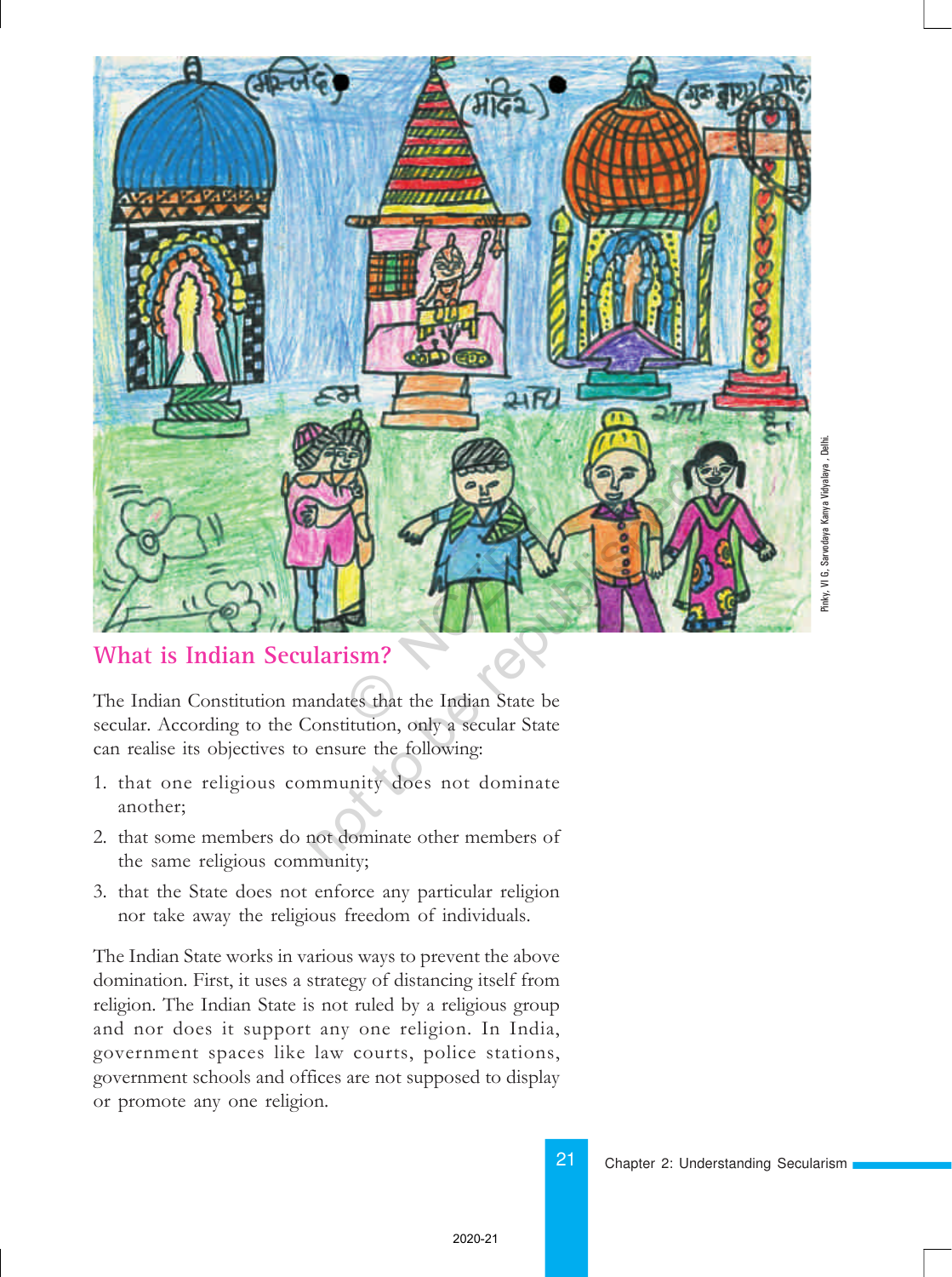Pinky, VI G, Sarvodaya Kanya Vidyalaya , Delhi.

## What is Indian Secularism?

The Indian Constitution mandates that the Indian State be secular. According to the Constitution, only a secular State can realise its objectives to ensure the following:

1. that one religious community does not dominate another;
2. that some members do not dominate other members of the same religious community;
3. that the State does not enforce any particular religion nor take away the religious freedom of individuals.

The Indian State works in various ways to prevent the above domination. First, it uses a strategy of distancing itself from religion. The Indian State is not ruled by a religious group and nor does it support any one religion. In India, government spaces like law courts, police stations, government schools and offices are not supposed to display or promote any one religion.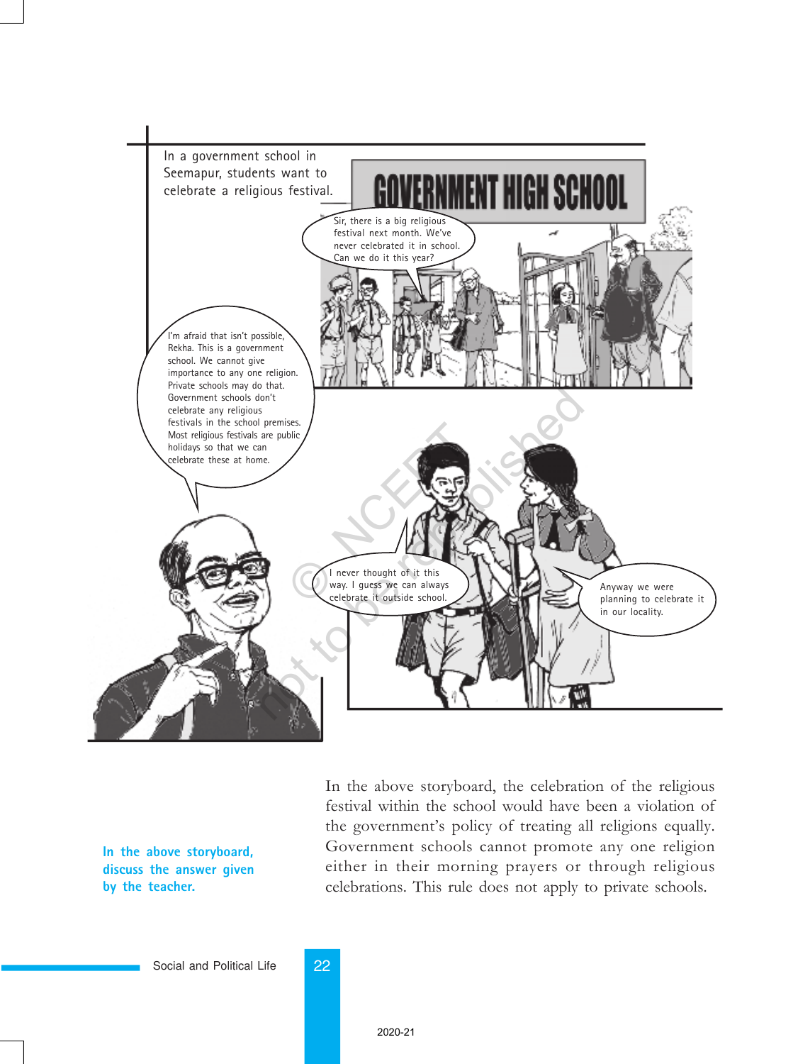In a government school in Seemapur, students want to celebrate a religious festival.

GOVERNMENT HIGH SCHOOL

Sir, there is a big religious festival next month. We've never celebrated it in school. Can we do it this year?

I'm afraid that isn't possible, Rekha. This is a government school. We cannot give importance to any one religion. Private schools may do that. Government schools don't celebrate any religious festivals in the school premises. Most religious festivals are public holidays so that we can celebrate these at home.

I never thought of it this way. I guess we can always celebrate it outside school.

Anyway we were planning to celebrate it in our locality.

**In the above storyboard, discuss the answer given by the teacher.**

In the above storyboard, the celebration of the religious festival within the school would have been a violation of the government's policy of treating all religions equally. Government schools cannot promote any one religion either in their morning prayers or through religious celebrations. This rule does not apply to private schools.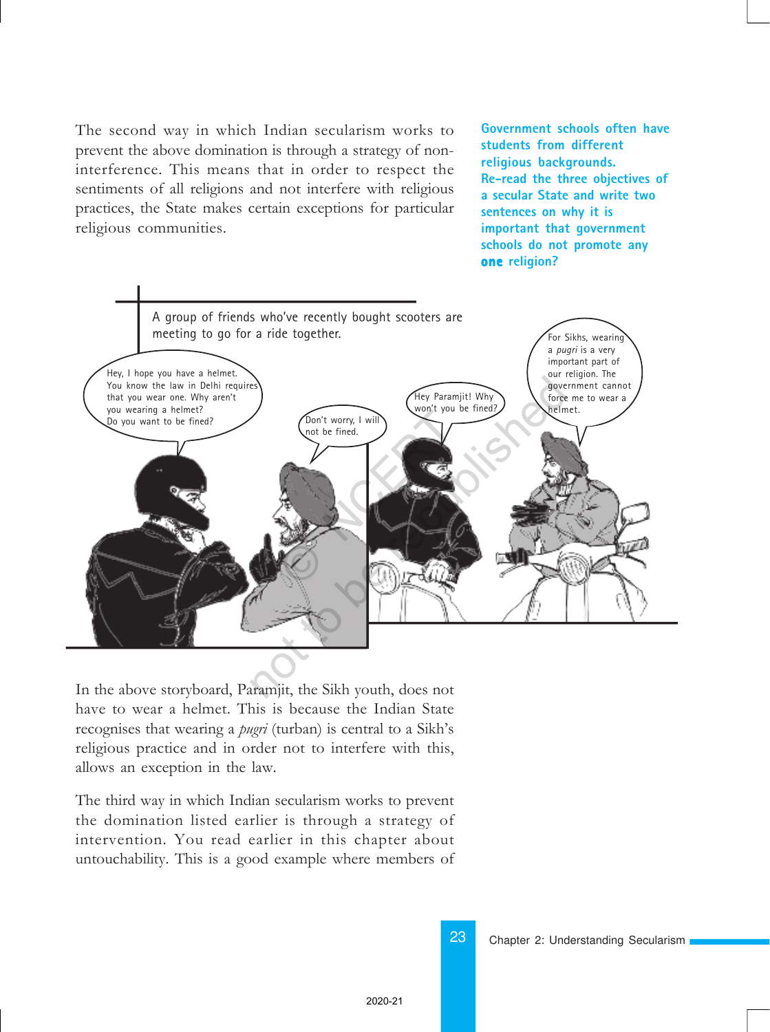The second way in which Indian secularism works to prevent the above domination is through a strategy of non-interference. This means that in order to respect the sentiments of all religions and not interfere with religious practices, the State makes certain exceptions for particular religious communities.

**Government schools often have students from different religious backgrounds. Re-read the three objectives of a secular State and write two sentences on why it is important that government schools do not promote any *one* religion?**

A group of friends who've recently bought scooters are meeting to go for a ride together.

Hey, I hope you have a helmet. You know the law in Delhi requires that you wear one. Why aren't you wearing a helmet? Do you want to be fined?

Don't worry, I will not be fined.

Hey Paramjit! Why won't you be fined?

For Sikhs, wearing a *pugri* is a very important part of our religion. The government cannot force me to wear a helmet.

In the above storyboard, Paramjit, the Sikh youth, does not have to wear a helmet. This is because the Indian State recognises that wearing a *pugri* (turban) is central to a Sikh's religious practice and in order not to interfere with this, allows an exception in the law.

The third way in which Indian secularism works to prevent the domination listed earlier is through a strategy of intervention. You read earlier in this chapter about untouchability. This is a good example where members of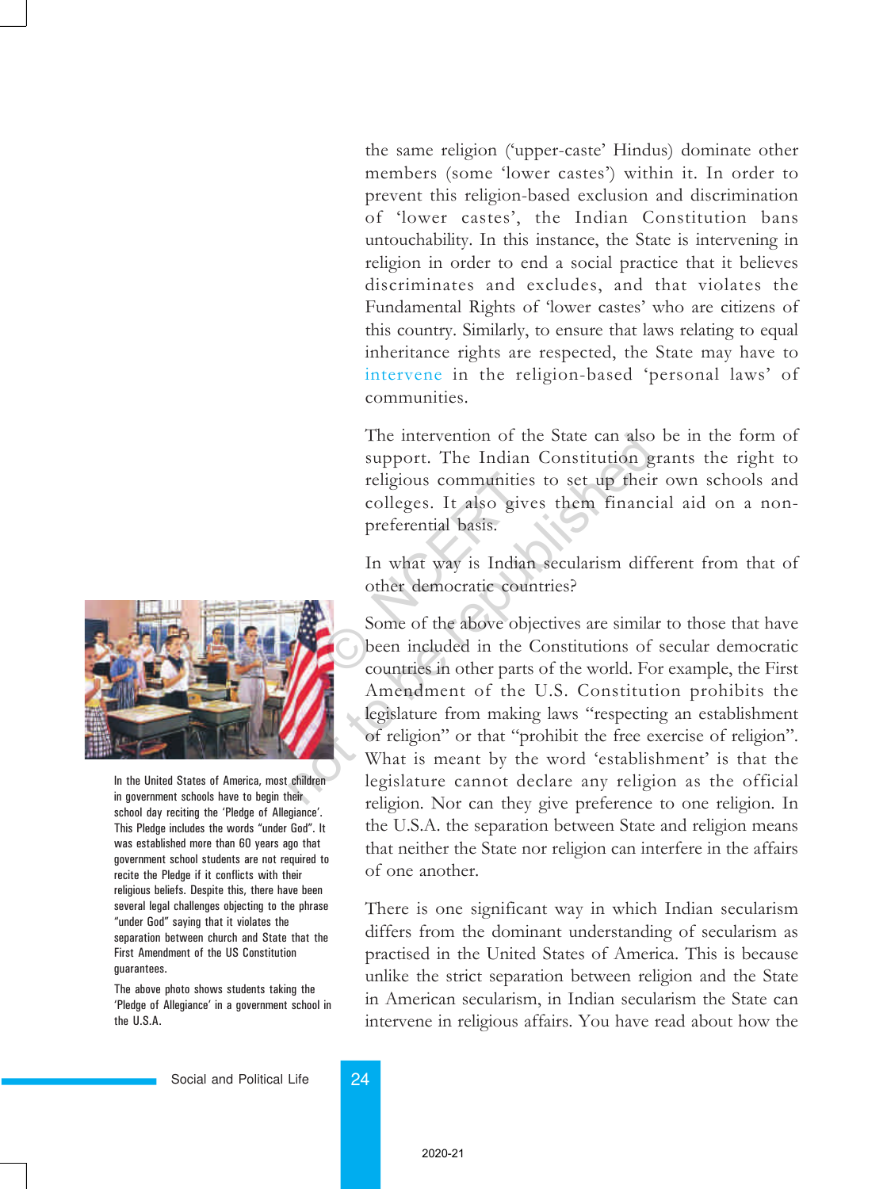the same religion ('upper-caste' Hindus) dominate other members (some 'lower castes') within it. In order to prevent this religion-based exclusion and discrimination of 'lower castes', the Indian Constitution bans untouchability. In this instance, the State is intervening in religion in order to end a social practice that it believes discriminates and excludes, and that violates the Fundamental Rights of 'lower castes' who are citizens of this country. Similarly, to ensure that laws relating to equal inheritance rights are respected, the State may have to intervene in the religion-based 'personal laws' of communities.

The intervention of the State can also be in the form of support. The Indian Constitution grants the right to religious communities to set up their own schools and colleges. It also gives them financial aid on a non-preferential basis.

In what way is Indian secularism different from that of other democratic countries?

Some of the above objectives are similar to those that have been included in the Constitutions of secular democratic countries in other parts of the world. For example, the First Amendment of the U.S. Constitution prohibits the legislature from making laws "respecting an establishment of religion" or that "prohibit the free exercise of religion". What is meant by the word 'establishment' is that the legislature cannot declare any religion as the official religion. Nor can they give preference to one religion. In the U.S.A. the separation between State and religion means that neither the State nor religion can interfere in the affairs of one another.

In the United States of America, most children in government schools have to begin their school day reciting the 'Pledge of Allegiance'. This Pledge includes the words "under God". It was established more than 60 years ago that government school students are not required to recite the Pledge if it conflicts with their religious beliefs. Despite this, there have been several legal challenges objecting to the phrase "under God" saying that it violates the separation between church and State that the First Amendment of the US Constitution guarantees.

The above photo shows students taking the 'Pledge of Allegiance' in a government school in the U.S.A.

There is one significant way in which Indian secularism differs from the dominant understanding of secularism as practised in the United States of America. This is because unlike the strict separation between religion and the State in American secularism, in Indian secularism the State can intervene in religious affairs. You have read about how the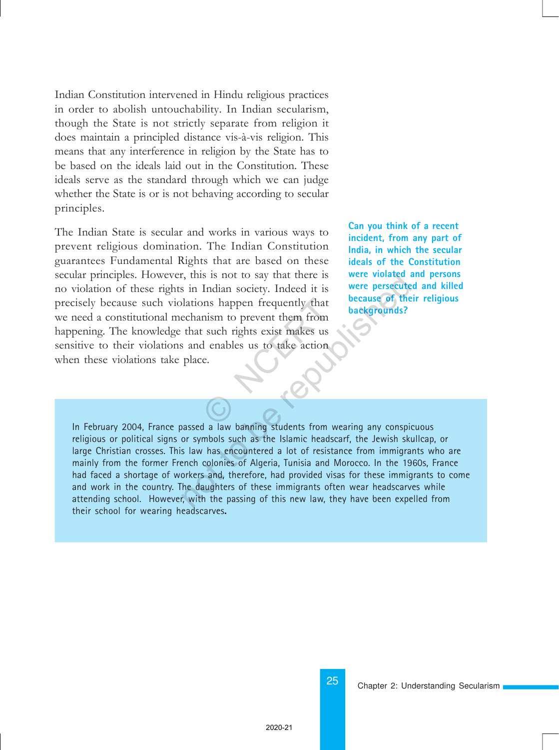Indian Constitution intervened in Hindu religious practices in order to abolish untouchability. In Indian secularism, though the State is not strictly separate from religion it does maintain a principled distance vis-à-vis religion. This means that any interference in religion by the State has to be based on the ideals laid out in the Constitution. These ideals serve as the standard through which we can judge whether the State is or is not behaving according to secular principles.

The Indian State is secular and works in various ways to prevent religious domination. The Indian Constitution guarantees Fundamental Rights that are based on these secular principles. However, this is not to say that there is no violation of these rights in Indian society. Indeed it is precisely because such violations happen frequently that we need a constitutional mechanism to prevent them from happening. The knowledge that such rights exist makes us sensitive to their violations and enables us to take action when these violations take place.

**Can you think of a recent incident, from any part of India, in which the secular ideals of the Constitution were violated and persons were persecuted and killed because of their religious backgrounds?**

In February 2004, France passed a law banning students from wearing any conspicuous religious or political signs or symbols such as the Islamic headscarf, the Jewish skullcap, or large Christian crosses. This law has encountered a lot of resistance from immigrants who are mainly from the former French colonies of Algeria, Tunisia and Morocco. In the 1960s, France had faced a shortage of workers and, therefore, had provided visas for these immigrants to come and work in the country. The daughters of these immigrants often wear headscarves while attending school. However, with the passing of this new law, they have been expelled from their school for wearing headscarves.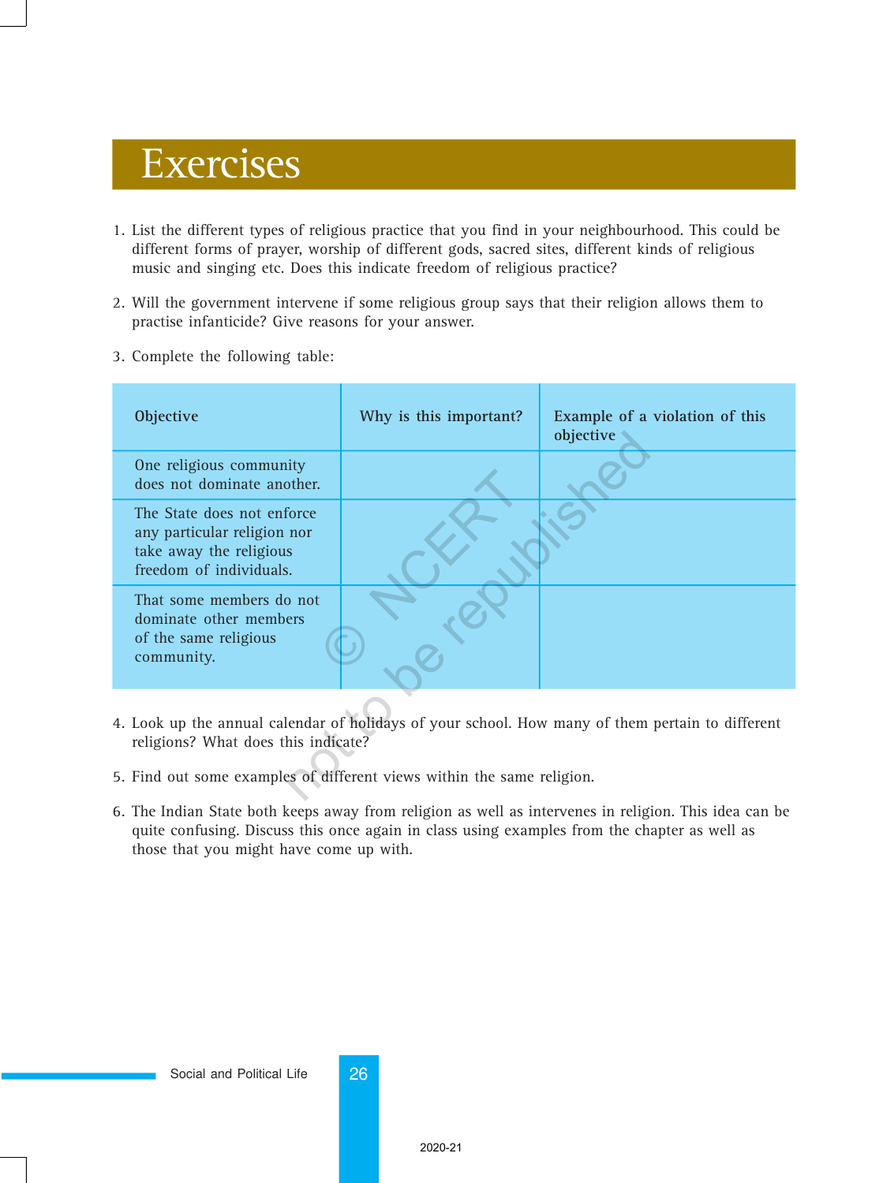# Exercises

1. List the different types of religious practice that you find in your neighbourhood. This could be different forms of prayer, worship of different gods, sacred sites, different kinds of religious music and singing etc. Does this indicate freedom of religious practice?

2. Will the government intervene if some religious group says that their religion allows them to practise infanticide? Give reasons for your answer.

3. Complete the following table:

| Objective | Why is this important? | Example of a violation of this objective |
|---|---|---|
| One religious community does not dominate another. | | |
| The State does not enforce any particular religion nor take away the religious freedom of individuals. | | |
| That some members do not dominate other members of the same religious community. | | |

4. Look up the annual calendar of holidays of your school. How many of them pertain to different religions? What does this indicate?

5. Find out some examples of different views within the same religion.

6. The Indian State both keeps away from religion as well as intervenes in religion. This idea can be quite confusing. Discuss this once again in class using examples from the chapter as well as those that you might have come up with.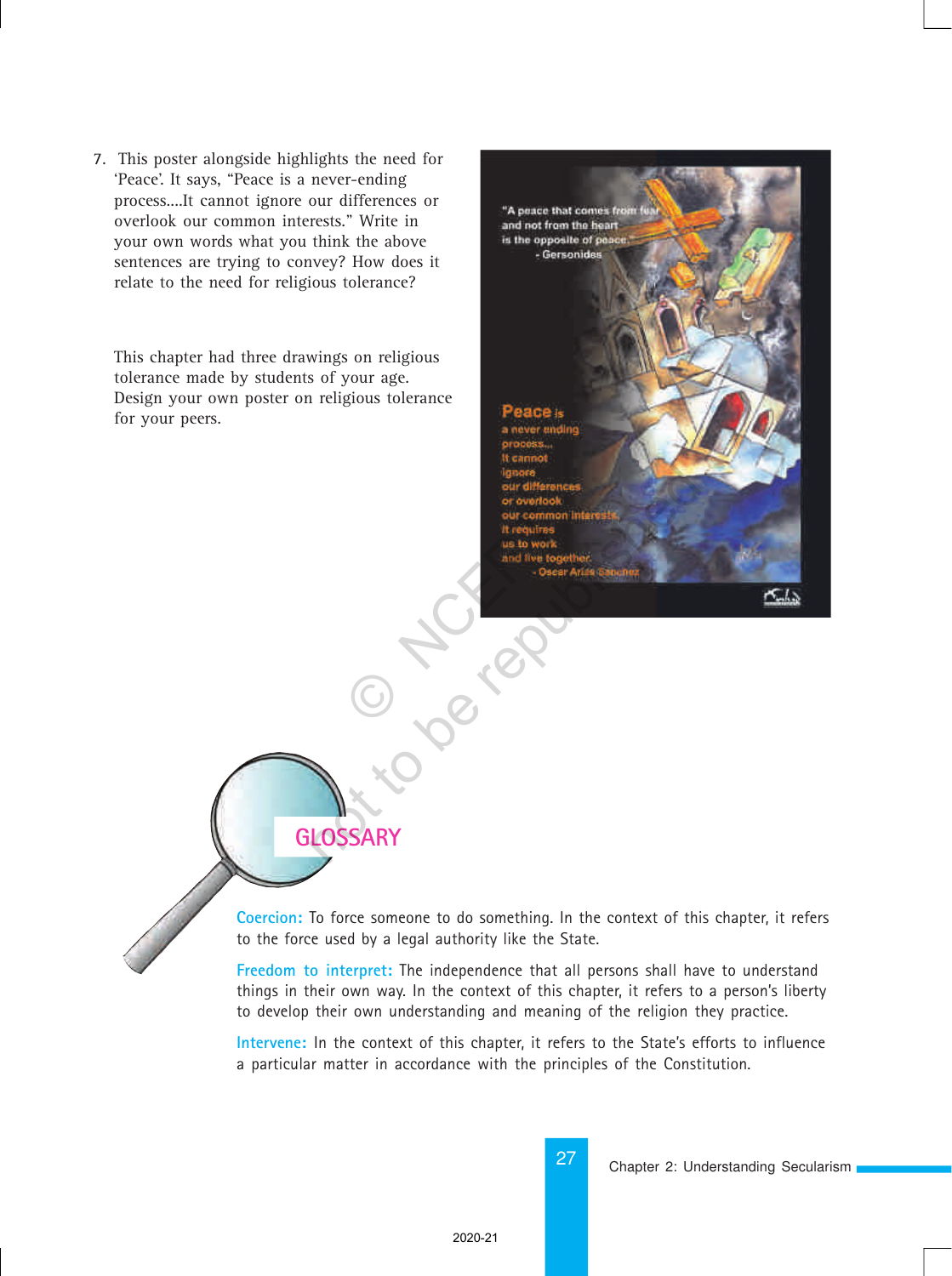7. This poster alongside highlights the need for 'Peace'. It says, "Peace is a never-ending process....It cannot ignore our differences or overlook our common interests." Write in your own words what you think the above sentences are trying to convey? How does it relate to the need for religious tolerance?

This chapter had three drawings on religious tolerance made by students of your age. Design your own poster on religious tolerance for your peers.

"A peace that comes from fear and not from the heart is the opposite of peace.
- Gersonides

Peace is a never ending process... It cannot ignore our differences or overlook our common interests. It requires us to work and live together.
- Oscar Arias Sanchez

## GLOSSARY

**Coercion:** To force someone to do something. In the context of this chapter, it refers to the force used by a legal authority like the State.

**Freedom to interpret:** The independence that all persons shall have to understand things in their own way. In the context of this chapter, it refers to a person's liberty to develop their own understanding and meaning of the religion they practice.

**Intervene:** In the context of this chapter, it refers to the State's efforts to influence a particular matter in accordance with the principles of the Constitution.